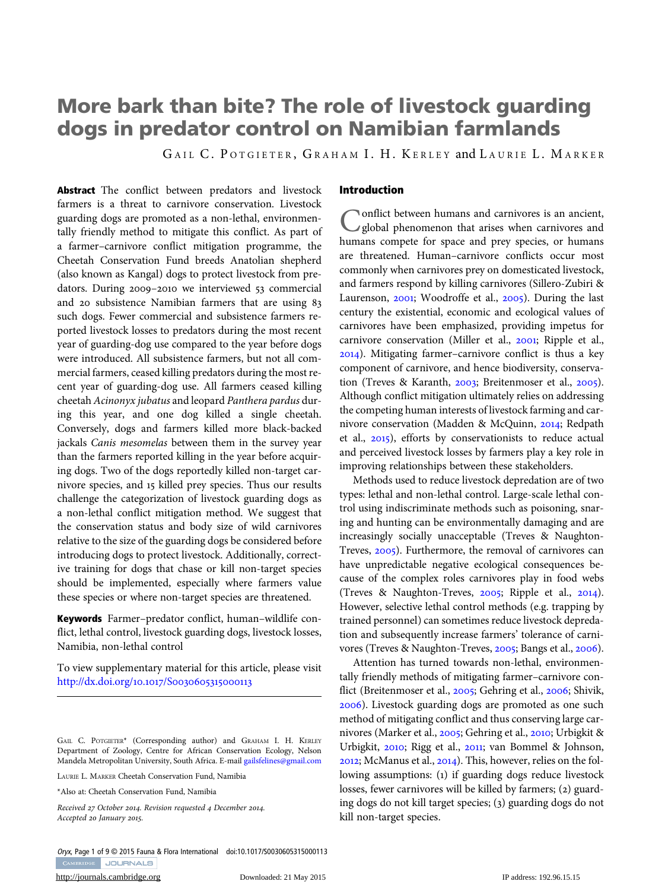# More bark than bite? The role of livestock guarding dogs in predator control on Namibian farmlands

GAIL C. POTGIETER, GRAHAM I. H. KERLEY and LAURIE L. MARKER

**Abstract** The conflict between predators and livestock farmers is a threat to carnivore conservation. Livestock guarding dogs are promoted as a non-lethal, environmentally friendly method to mitigate this conflict. As part of a farmer–carnivore conflict mitigation programme, the Cheetah Conservation Fund breeds Anatolian shepherd (also known as Kangal) dogs to protect livestock from predators. During 2009–2010 we interviewed 53 commercial and 20 subsistence Namibian farmers that are using 83 such dogs. Fewer commercial and subsistence farmers reported livestock losses to predators during the most recent year of guarding-dog use compared to the year before dogs were introduced. All subsistence farmers, but not all commercial farmers, ceased killing predators during the most recent year of guarding-dog use. All farmers ceased killing cheetah *Acinonyx jubatus* and leopard *Panthera pardus* during this year, and one dog killed a single cheetah. Conversely, dogs and farmers killed more black-backed jackals *Canis mesomelas* between them in the survey year than the farmers reported killing in the year before acquiring dogs. Two of the dogs reportedly killed non-target carnivore species, and 15 killed prey species. Thus our results challenge the categorization of livestock guarding dogs as a non-lethal conflict mitigation method. We suggest that the conservation status and body size of wild carnivores relative to the size of the guarding dogs be considered before introducing dogs to protect livestock. Additionally, corrective training for dogs that chase or kill non-target species should be implemented, especially where farmers value these species or where non-target species are threatened.

**Keywords** Farmer–predator conflict, human–wildlife conflict, lethal control, livestock guarding dogs, livestock losses, Namibia, non-lethal control

To view supplementary material for this article, please visit http://dx.doi.org/10.1017/S0030605315000113

GAIL C. POTGIETER* (Corresponding author) and GRAHAM I. H. KERLEY Department of Zoology, Centre for African Conservation Ecology, Nelson Mandela Metropolitan University, South Africa. E-mail gailsfelines@gmail.com

LAURIE L. MARKER Cheetah Conservation Fund, Namibia

*Also at: Cheetah Conservation Fund, Namibia

*Received 27 October 2014. Revision requested 4 December 2014. Accepted 20 January 2015.*

## Introduction

Conflict between humans and carnivores is an ancient, global phenomenon that arises when carnivores and humans compete for space and prey species, or humans are threatened. Human–carnivore conflicts occur most commonly when carnivores prey on domesticated livestock, and farmers respond by killing carnivores (Sillero-Zubiri & Laurenson, 2001; Woodroffe et al., 2005). During the last century the existential, economic and ecological values of carnivores have been emphasized, providing impetus for carnivore conservation (Miller et al., 2001; Ripple et al., 2014). Mitigating farmer–carnivore conflict is thus a key component of carnivore, and hence biodiversity, conservation (Treves & Karanth, 2003; Breitenmoser et al., 2005). Although conflict mitigation ultimately relies on addressing the competing human interests of livestock farming and carnivore conservation (Madden & McQuinn, 2014; Redpath et al., 2015), efforts by conservationists to reduce actual and perceived livestock losses by farmers play a key role in improving relationships between these stakeholders.

Methods used to reduce livestock depredation are of two types: lethal and non-lethal control. Large-scale lethal control using indiscriminate methods such as poisoning, snaring and hunting can be environmentally damaging and are increasingly socially unacceptable (Treves & Naughton-Treves, 2005). Furthermore, the removal of carnivores can have unpredictable negative ecological consequences because of the complex roles carnivores play in food webs (Treves & Naughton-Treves, 2005; Ripple et al., 2014). However, selective lethal control methods (e.g. trapping by trained personnel) can sometimes reduce livestock depredation and subsequently increase farmers' tolerance of carnivores (Treves & Naughton-Treves, 2005; Bangs et al., 2006).

Attention has turned towards non-lethal, environmentally friendly methods of mitigating farmer–carnivore conflict (Breitenmoser et al., 2005; Gehring et al., 2006; Shivik, 2006). Livestock guarding dogs are promoted as one such method of mitigating conflict and thus conserving large carnivores (Marker et al., 2005; Gehring et al., 2010; Urbigkit & Urbigkit, 2010; Rigg et al., 2011; van Bommel & Johnson, 2012; McManus et al., 2014). This, however, relies on the following assumptions: (1) if guarding dogs reduce livestock losses, fewer carnivores will be killed by farmers; (2) guarding dogs do not kill target species; (3) guarding dogs do not kill non-target species.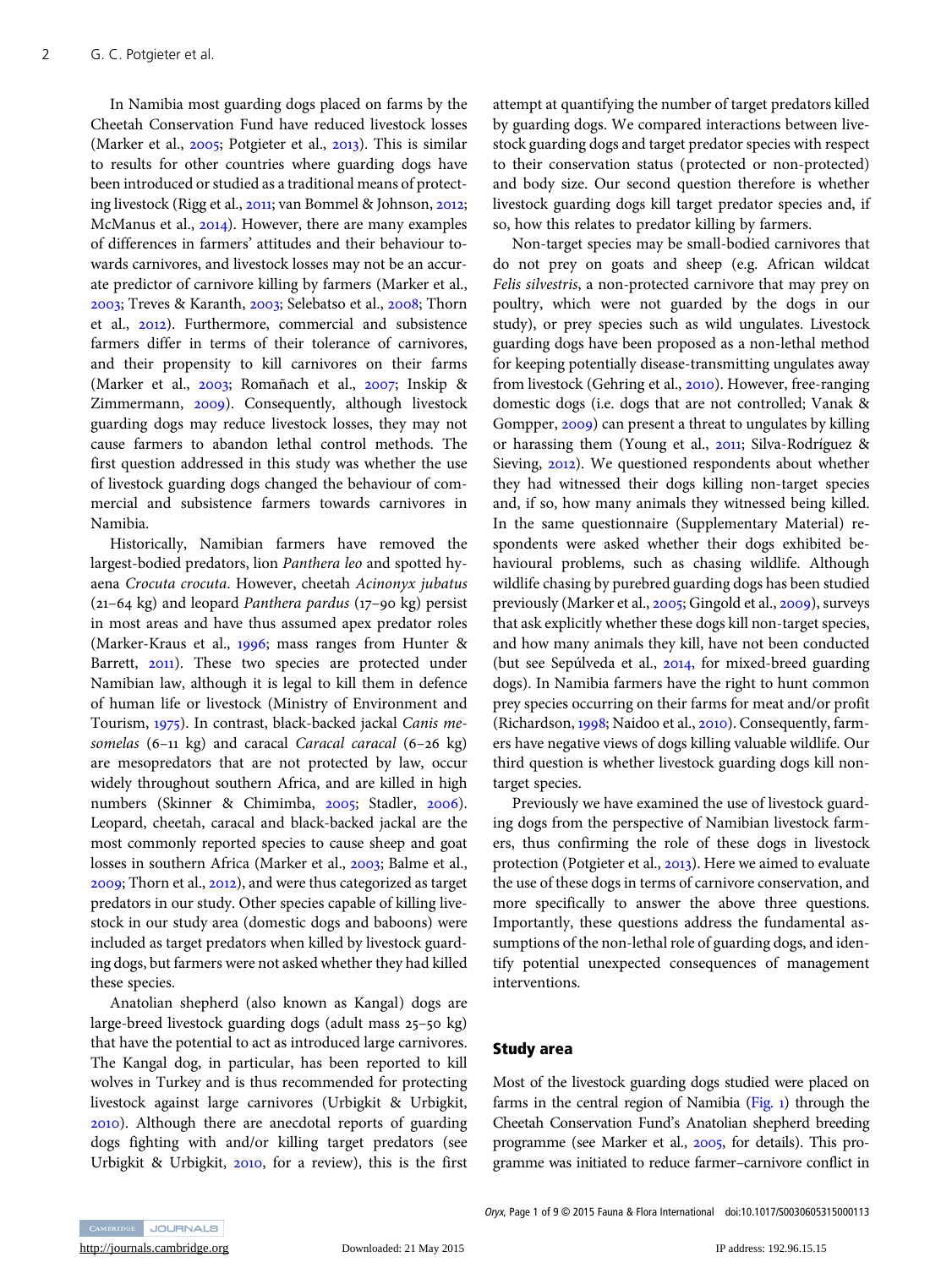In Namibia most guarding dogs placed on farms by the Cheetah Conservation Fund have reduced livestock losses (Marker et al., 2005; Potgieter et al., 2013). This is similar to results for other countries where guarding dogs have been introduced or studied as a traditional means of protecting livestock (Rigg et al., 2011; van Bommel & Johnson, 2012; McManus et al., 2014). However, there are many examples of differences in farmers' attitudes and their behaviour towards carnivores, and livestock losses may not be an accurate predictor of carnivore killing by farmers (Marker et al., 2003; Treves & Karanth, 2003; Selebatso et al., 2008; Thorn et al., 2012). Furthermore, commercial and subsistence farmers differ in terms of their tolerance of carnivores, and their propensity to kill carnivores on their farms (Marker et al., 2003; Romañach et al., 2007; Inskip & Zimmermann, 2009). Consequently, although livestock guarding dogs may reduce livestock losses, they may not cause farmers to abandon lethal control methods. The first question addressed in this study was whether the use of livestock guarding dogs changed the behaviour of commercial and subsistence farmers towards carnivores in Namibia.

Historically, Namibian farmers have removed the largest-bodied predators, lion *Panthera leo* and spotted hyaena *Crocuta crocuta*. However, cheetah *Acinonyx jubatus* (21–64 kg) and leopard *Panthera pardus* (17–90 kg) persist in most areas and have thus assumed apex predator roles (Marker-Kraus et al., 1996; mass ranges from Hunter & Barrett, 2011). These two species are protected under Namibian law, although it is legal to kill them in defence of human life or livestock (Ministry of Environment and Tourism, 1975). In contrast, black-backed jackal *Canis mesomelas* (6–11 kg) and caracal *Caracal caracal* (6–26 kg) are mesopredators that are not protected by law, occur widely throughout southern Africa, and are killed in high numbers (Skinner & Chimimba, 2005; Stadler, 2006). Leopard, cheetah, caracal and black-backed jackal are the most commonly reported species to cause sheep and goat losses in southern Africa (Marker et al., 2003; Balme et al., 2009; Thorn et al., 2012), and were thus categorized as target predators in our study. Other species capable of killing livestock in our study area (domestic dogs and baboons) were included as target predators when killed by livestock guarding dogs, but farmers were not asked whether they had killed these species.

Anatolian shepherd (also known as Kangal) dogs are large-breed livestock guarding dogs (adult mass 25–50 kg) that have the potential to act as introduced large carnivores. The Kangal dog, in particular, has been reported to kill wolves in Turkey and is thus recommended for protecting livestock against large carnivores (Urbigkit & Urbigkit, 2010). Although there are anecdotal reports of guarding dogs fighting with and/or killing target predators (see Urbigkit & Urbigkit, 2010, for a review), this is the first attempt at quantifying the number of target predators killed by guarding dogs. We compared interactions between livestock guarding dogs and target predator species with respect to their conservation status (protected or non-protected) and body size. Our second question therefore is whether livestock guarding dogs kill target predator species and, if so, how this relates to predator killing by farmers.

Non-target species may be small-bodied carnivores that do not prey on goats and sheep (e.g. African wildcat *Felis silvestris*, a non-protected carnivore that may prey on poultry, which were not guarded by the dogs in our study), or prey species such as wild ungulates. Livestock guarding dogs have been proposed as a non-lethal method for keeping potentially disease-transmitting ungulates away from livestock (Gehring et al., 2010). However, free-ranging domestic dogs (i.e. dogs that are not controlled; Vanak & Gompper, 2009) can present a threat to ungulates by killing or harassing them (Young et al., 2011; Silva-Rodríguez & Sieving, 2012). We questioned respondents about whether they had witnessed their dogs killing non-target species and, if so, how many animals they witnessed being killed. In the same questionnaire (Supplementary Material) respondents were asked whether their dogs exhibited behavioural problems, such as chasing wildlife. Although wildlife chasing by purebred guarding dogs has been studied previously (Marker et al., 2005; Gingold et al., 2009), surveys that ask explicitly whether these dogs kill non-target species, and how many animals they kill, have not been conducted (but see Sepúlveda et al., 2014, for mixed-breed guarding dogs). In Namibia farmers have the right to hunt common prey species occurring on their farms for meat and/or profit (Richardson, 1998; Naidoo et al., 2010). Consequently, farmers have negative views of dogs killing valuable wildlife. Our third question is whether livestock guarding dogs kill non-target species.

Previously we have examined the use of livestock guarding dogs from the perspective of Namibian livestock farmers, thus confirming the role of these dogs in livestock protection (Potgieter et al., 2013). Here we aimed to evaluate the use of these dogs in terms of carnivore conservation, and more specifically to answer the above three questions. Importantly, these questions address the fundamental assumptions of the non-lethal role of guarding dogs, and identify potential unexpected consequences of management interventions.

## Study area

Most of the livestock guarding dogs studied were placed on farms in the central region of Namibia (Fig. 1) through the Cheetah Conservation Fund's Anatolian shepherd breeding programme (see Marker et al., 2005, for details). This programme was initiated to reduce farmer–carnivore conflict in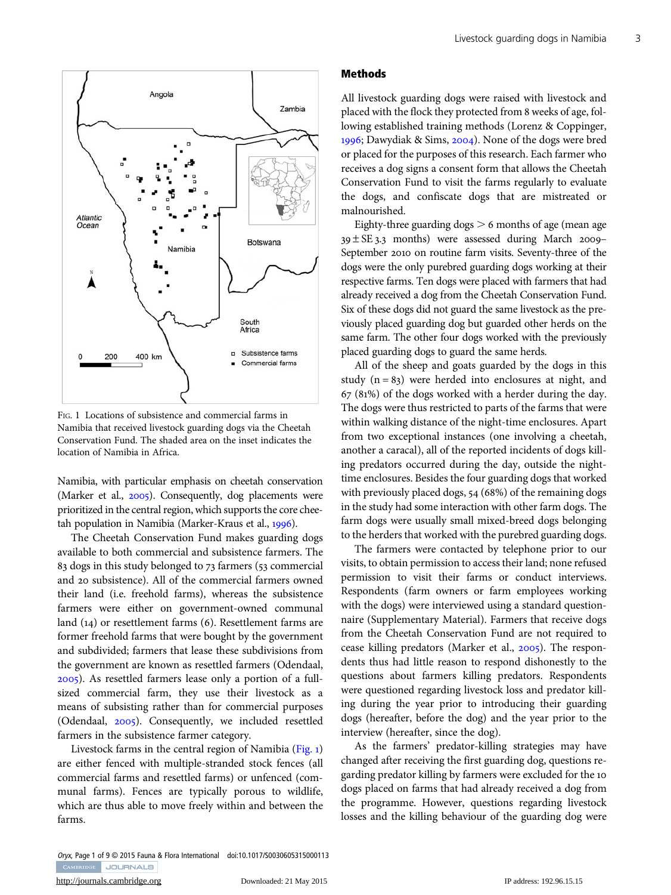Fig. 1 Locations of subsistence and commercial farms in Namibia that received livestock guarding dogs via the Cheetah Conservation Fund. The shaded area on the inset indicates the location of Namibia in Africa.

Namibia, with particular emphasis on cheetah conservation (Marker et al., 2005). Consequently, dog placements were prioritized in the central region, which supports the core cheetah population in Namibia (Marker-Kraus et al., 1996).

The Cheetah Conservation Fund makes guarding dogs available to both commercial and subsistence farmers. The 83 dogs in this study belonged to 73 farmers (53 commercial and 20 subsistence). All of the commercial farmers owned their land (i.e. freehold farms), whereas the subsistence farmers were either on government-owned communal land (14) or resettlement farms (6). Resettlement farms are former freehold farms that were bought by the government and subdivided; farmers that lease these subdivisions from the government are known as resettled farmers (Odendaal, 2005). As resettled farmers lease only a portion of a full-sized commercial farm, they use their livestock as a means of subsisting rather than for commercial purposes (Odendaal, 2005). Consequently, we included resettled farmers in the subsistence farmer category.

Livestock farms in the central region of Namibia (Fig. 1) are either fenced with multiple-stranded stock fences (all commercial farms and resettled farms) or unfenced (communal farms). Fences are typically porous to wildlife, which are thus able to move freely within and between the farms.

## Methods

All livestock guarding dogs were raised with livestock and placed with the flock they protected from 8 weeks of age, following established training methods (Lorenz & Coppinger, 1996; Dawydiak & Sims, 2004). None of the dogs were bred or placed for the purposes of this research. Each farmer who receives a dog signs a consent form that allows the Cheetah Conservation Fund to visit the farms regularly to evaluate the dogs, and confiscate dogs that are mistreated or malnourished.

Eighty-three guarding dogs > 6 months of age (mean age 39 ± SE 3.3 months) were assessed during March 2009–September 2010 on routine farm visits. Seventy-three of the dogs were the only purebred guarding dogs working at their respective farms. Ten dogs were placed with farmers that had already received a dog from the Cheetah Conservation Fund. Six of these dogs did not guard the same livestock as the previously placed guarding dog but guarded other herds on the same farm. The other four dogs worked with the previously placed guarding dogs to guard the same herds.

All of the sheep and goats guarded by the dogs in this study (n = 83) were herded into enclosures at night, and 67 (81%) of the dogs worked with a herder during the day. The dogs were thus restricted to parts of the farms that were within walking distance of the night-time enclosures. Apart from two exceptional instances (one involving a cheetah, another a caracal), all of the reported incidents of dogs killing predators occurred during the day, outside the night-time enclosures. Besides the four guarding dogs that worked with previously placed dogs, 54 (68%) of the remaining dogs in the study had some interaction with other farm dogs. The farm dogs were usually small mixed-breed dogs belonging to the herders that worked with the purebred guarding dogs.

The farmers were contacted by telephone prior to our visits, to obtain permission to access their land; none refused permission to visit their farms or conduct interviews. Respondents (farm owners or farm employees working with the dogs) were interviewed using a standard questionnaire (Supplementary Material). Farmers that receive dogs from the Cheetah Conservation Fund are not required to cease killing predators (Marker et al., 2005). The respondents thus had little reason to respond dishonestly to the questions about farmers killing predators. Respondents were questioned regarding livestock loss and predator killing during the year prior to introducing their guarding dogs (hereafter, before the dog) and the year prior to the interview (hereafter, since the dog).

As the farmers' predator-killing strategies may have changed after receiving the first guarding dog, questions regarding predator killing by farmers were excluded for the 10 dogs placed on farms that had already received a dog from the programme. However, questions regarding livestock losses and the killing behaviour of the guarding dog were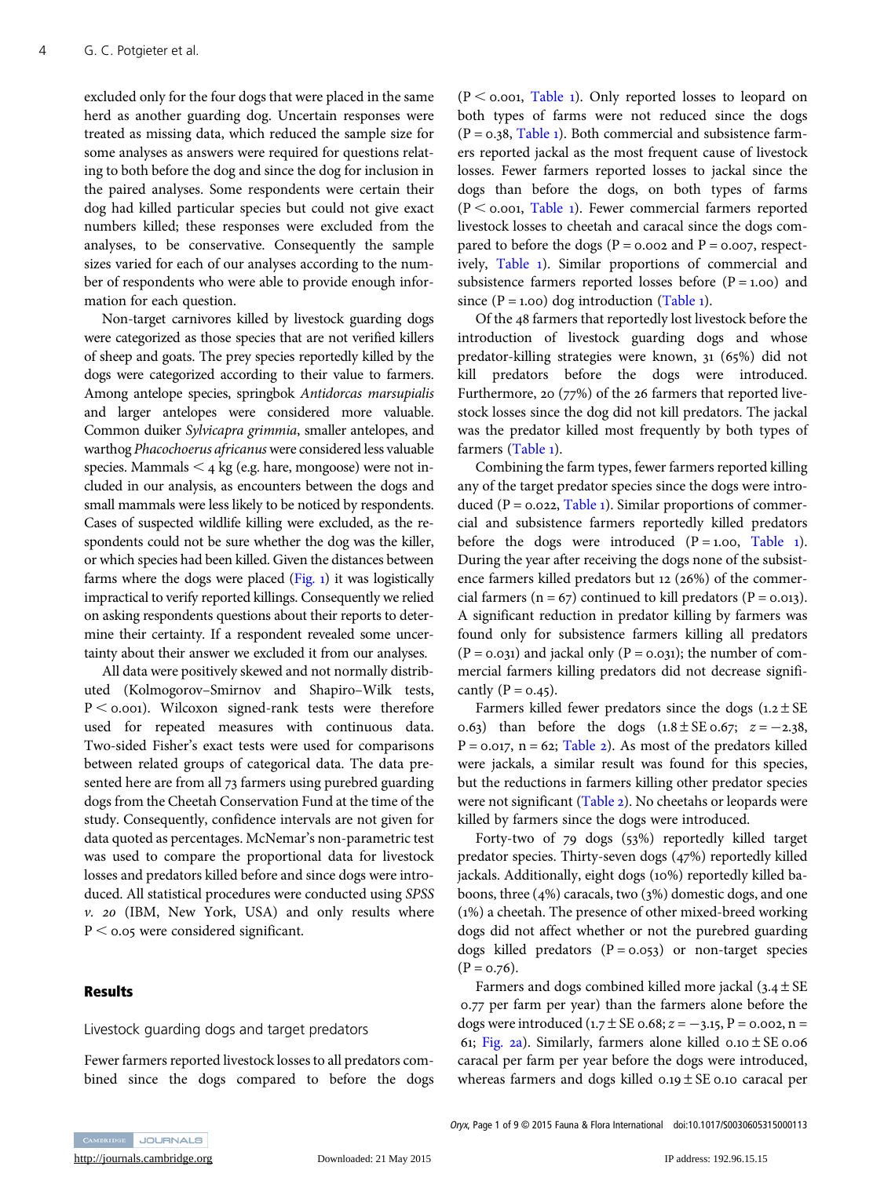excluded only for the four dogs that were placed in the same herd as another guarding dog. Uncertain responses were treated as missing data, which reduced the sample size for some analyses as answers were required for questions relating to both before the dog and since the dog for inclusion in the paired analyses. Some respondents were certain their dog had killed particular species but could not give exact numbers killed; these responses were excluded from the analyses, to be conservative. Consequently the sample sizes varied for each of our analyses according to the number of respondents who were able to provide enough information for each question.

Non-target carnivores killed by livestock guarding dogs were categorized as those species that are not verified killers of sheep and goats. The prey species reportedly killed by the dogs were categorized according to their value to farmers. Among antelope species, springbok *Antidorcas marsupialis* and larger antelopes were considered more valuable. Common duiker *Sylvicapra grimmia*, smaller antelopes, and warthog *Phacochoerus africanus* were considered less valuable species. Mammals < 4 kg (e.g. hare, mongoose) were not included in our analysis, as encounters between the dogs and small mammals were less likely to be noticed by respondents. Cases of suspected wildlife killing were excluded, as the respondents could not be sure whether the dog was the killer, or which species had been killed. Given the distances between farms where the dogs were placed (Fig. 1) it was logistically impractical to verify reported killings. Consequently we relied on asking respondents questions about their reports to determine their certainty. If a respondent revealed some uncertainty about their answer we excluded it from our analyses.

All data were positively skewed and not normally distributed (Kolmogorov–Smirnov and Shapiro–Wilk tests, $P < 0.001$). Wilcoxon signed-rank tests were therefore used for repeated measures with continuous data. Two-sided Fisher's exact tests were used for comparisons between related groups of categorical data. The data presented here are from all 73 farmers using purebred guarding dogs from the Cheetah Conservation Fund at the time of the study. Consequently, confidence intervals are not given for data quoted as percentages. McNemar's non-parametric test was used to compare the proportional data for livestock losses and predators killed before and since dogs were introduced. All statistical procedures were conducted using *SPSS v. 20* (IBM, New York, USA) and only results where $P < 0.05$ were considered significant.

## Results

### Livestock guarding dogs and target predators

Fewer farmers reported livestock losses to all predators combined since the dogs compared to before the dogs ($P < 0.001$, Table 1). Only reported losses to leopard on both types of farms were not reduced since the dogs ($P = 0.38$, Table 1). Both commercial and subsistence farmers reported jackal as the most frequent cause of livestock losses. Fewer farmers reported losses to jackal since the dogs than before the dogs, on both types of farms ($P < 0.001$, Table 1). Fewer commercial farmers reported livestock losses to cheetah and caracal since the dogs compared to before the dogs ($P = 0.002$ and $P = 0.007$, respectively, Table 1). Similar proportions of commercial and subsistence farmers reported losses before ($P = 1.00$) and since ($P = 1.00$) dog introduction (Table 1).

Of the 48 farmers that reportedly lost livestock before the introduction of livestock guarding dogs and whose predator-killing strategies were known, 31 (65%) did not kill predators before the dogs were introduced. Furthermore, 20 (77%) of the 26 farmers that reported livestock losses since the dog did not kill predators. The jackal was the predator killed most frequently by both types of farmers (Table 1).

Combining the farm types, fewer farmers reported killing any of the target predator species since the dogs were introduced ($P = 0.022$, Table 1). Similar proportions of commercial and subsistence farmers reportedly killed predators before the dogs were introduced ($P = 1.00$, Table 1). During the year after receiving the dogs none of the subsistence farmers killed predators but 12 (26%) of the commercial farmers ($n = 67$) continued to kill predators ($P = 0.013$). A significant reduction in predator killing by farmers was found only for subsistence farmers killing all predators ($P = 0.031$) and jackal only ($P = 0.031$); the number of commercial farmers killing predators did not decrease significantly ($P = 0.45$).

Farmers killed fewer predators since the dogs ($1.2 \pm$ SE 0.63) than before the dogs ($1.8 \pm$ SE 0.67; $z = -2.38$, $P = 0.017$, $n = 62$; Table 2). As most of the predators killed were jackals, a similar result was found for this species, but the reductions in farmers killing other predator species were not significant (Table 2). No cheetahs or leopards were killed by farmers since the dogs were introduced.

Forty-two of 79 dogs (53%) reportedly killed target predator species. Thirty-seven dogs (47%) reportedly killed jackals. Additionally, eight dogs (10%) reportedly killed baboons, three (4%) caracals, two (3%) domestic dogs, and one (1%) a cheetah. The presence of other mixed-breed working dogs did not affect whether or not the purebred guarding dogs killed predators ($P = 0.053$) or non-target species ($P = 0.76$).

Farmers and dogs combined killed more jackal ($3.4 \pm$ SE 0.77 per farm per year) than the farmers alone before the dogs were introduced ($1.7 \pm$ SE 0.68; $z = -3.15$, $P = 0.002$, $n = 61$; Fig. 2a). Similarly, farmers alone killed $0.10 \pm$ SE 0.06 caracal per farm per year before the dogs were introduced, whereas farmers and dogs killed $0.19 \pm$ SE 0.10 caracal per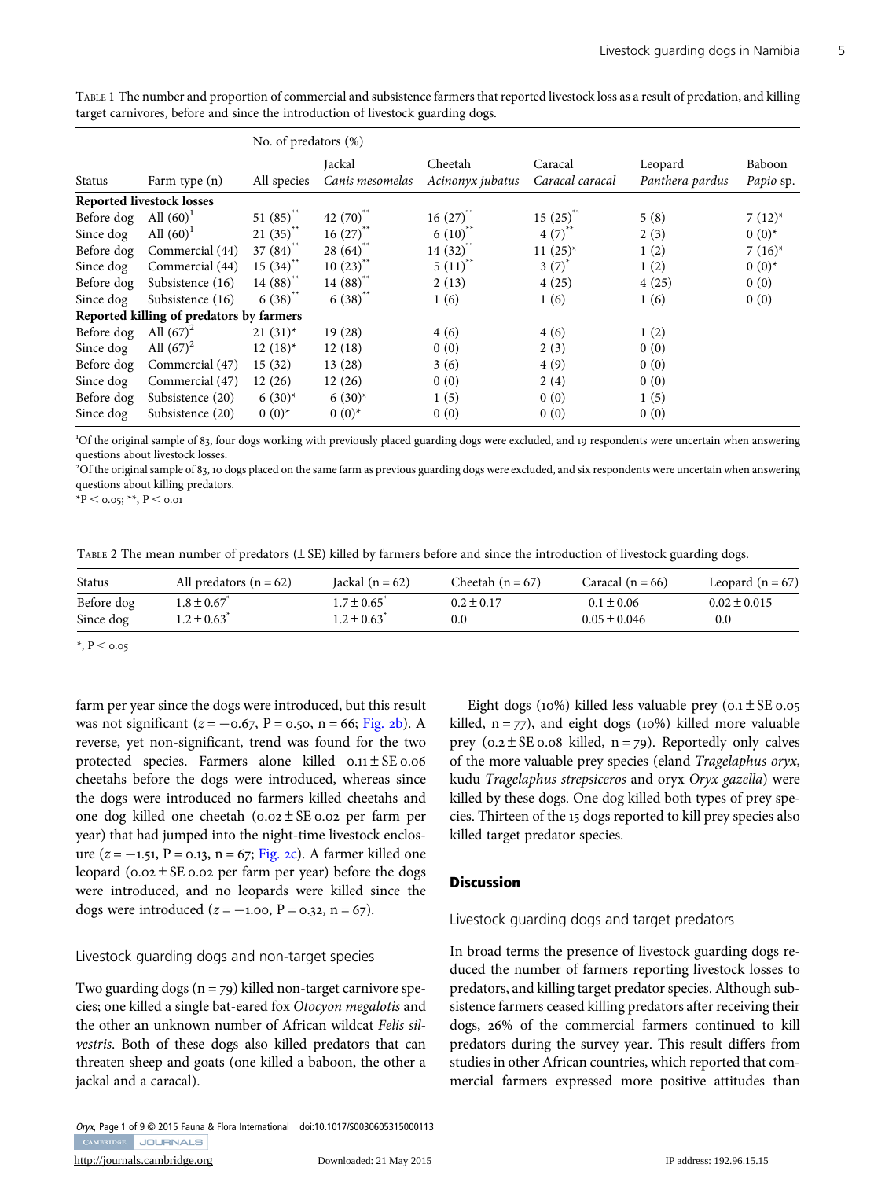TABLE 1 The number and proportion of commercial and subsistence farmers that reported livestock loss as a result of predation, and killing target carnivores, before and since the introduction of livestock guarding dogs.

| | | No. of predators (%) | | | | | |
|---|---|---|---|---|---|---|---|
| Status | Farm type (n) | All species | Jackal *Canis mesomelas* | Cheetah *Acinonyx jubatus* | Caracal *Caracal caracal* | Leopard *Panthera pardus* | Baboon *Papio* sp. |
| **Reported livestock losses** | | | | | | | |
| Before dog | All (60)[1] | 51 (85)** | 42 (70)** | 16 (27)** | 15 (25)** | 5 (8) | 7 (12)* |
| Since dog | All (60)[1] | 21 (35)** | 16 (27)** | 6 (10)** | 4 (7)** | 2 (3) | 0 (0)* |
| Before dog | Commercial (44) | 37 (84)** | 28 (64)** | 14 (32)** | 11 (25)* | 1 (2) | 7 (16)* |
| Since dog | Commercial (44) | 15 (34)** | 10 (23)** | 5 (11)** | 3 (7)* | 1 (2) | 0 (0)* |
| Before dog | Subsistence (16) | 14 (88)** | 14 (88)** | 2 (13) | 4 (25) | 4 (25) | 0 (0) |
| Since dog | Subsistence (16) | 6 (38)** | 6 (38)** | 1 (6) | 1 (6) | 1 (6) | 0 (0) |
| **Reported killing of predators by farmers** | | | | | | | |
| Before dog | All (67)[2] | 21 (31)* | 19 (28) | 4 (6) | 4 (6) | 1 (2) | |
| Since dog | All (67)[2] | 12 (18)* | 12 (18) | 0 (0) | 2 (3) | 0 (0) | |
| Before dog | Commercial (47) | 15 (32) | 13 (28) | 3 (6) | 4 (9) | 0 (0) | |
| Since dog | Commercial (47) | 12 (26) | 12 (26) | 0 (0) | 2 (4) | 0 (0) | |
| Before dog | Subsistence (20) | 6 (30)* | 6 (30)* | 1 (5) | 0 (0) | 1 (5) | |
| Since dog | Subsistence (20) | 0 (0)* | 0 (0)* | 0 (0) | 0 (0) | 0 (0) | |

[1]Of the original sample of 83, four dogs working with previously placed guarding dogs were excluded, and 19 respondents were uncertain when answering questions about livestock losses.
[2]Of the original sample of 83, 10 dogs placed on the same farm as previous guarding dogs were excluded, and six respondents were uncertain when answering questions about killing predators.
*P < 0.05; **, P < 0.01

TABLE 2 The mean number of predators (± SE) killed by farmers before and since the introduction of livestock guarding dogs.

| Status | All predators (n = 62) | Jackal (n = 62) | Cheetah (n = 67) | Caracal (n = 66) | Leopard (n = 67) |
|---|---|---|---|---|---|
| Before dog | 1.8 ± 0.67* | 1.7 ± 0.65* | 0.2 ± 0.17 | 0.1 ± 0.06 | 0.02 ± 0.015 |
| Since dog | 1.2 ± 0.63* | 1.2 ± 0.63* | 0.0 | 0.05 ± 0.046 | 0.0 |

*, P < 0.05

farm per year since the dogs were introduced, but this result was not significant ($z = -0.67$, $P = 0.50$, $n = 66$; Fig. 2b). A reverse, yet non-significant, trend was found for the two protected species. Farmers alone killed 0.11 ± SE 0.06 cheetahs before the dogs were introduced, whereas since the dogs were introduced no farmers killed cheetahs and one dog killed one cheetah (0.02 ± SE 0.02 per farm per year) that had jumped into the night-time livestock enclosure ($z = -1.51$, $P = 0.13$, $n = 67$; Fig. 2c). A farmer killed one leopard (0.02 ± SE 0.02 per farm per year) before the dogs were introduced, and no leopards were killed since the dogs were introduced ($z = -1.00$, $P = 0.32$, $n = 67$).

### Livestock guarding dogs and non-target species

Two guarding dogs (n = 79) killed non-target carnivore species; one killed a single bat-eared fox *Otocyon megalotis* and the other an unknown number of African wildcat *Felis silvestris*. Both of these dogs also killed predators that can threaten sheep and goats (one killed a baboon, the other a jackal and a caracal).

Eight dogs (10%) killed less valuable prey (0.1 ± SE 0.05 killed, n = 77), and eight dogs (10%) killed more valuable prey (0.2 ± SE 0.08 killed, n = 79). Reportedly only calves of the more valuable prey species (eland *Tragelaphus oryx*, kudu *Tragelaphus strepsiceros* and oryx *Oryx gazella*) were killed by these dogs. One dog killed both types of prey species. Thirteen of the 15 dogs reported to kill prey species also killed target predator species.

## Discussion

### Livestock guarding dogs and target predators

In broad terms the presence of livestock guarding dogs reduced the number of farmers reporting livestock losses to predators, and killing target predator species. Although subsistence farmers ceased killing predators after receiving their dogs, 26% of the commercial farmers continued to kill predators during the survey year. This result differs from studies in other African countries, which reported that commercial farmers expressed more positive attitudes than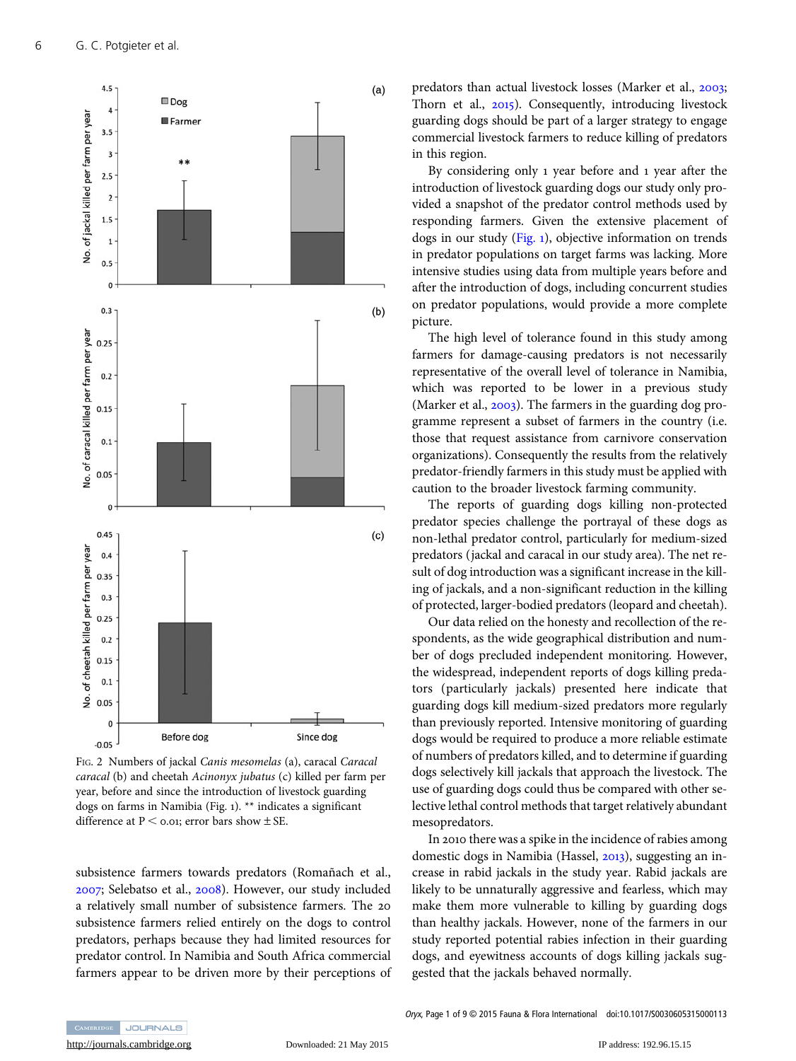Fig. 2 Numbers of jackal *Canis mesomelas* (a), caracal *Caracal caracal* (b) and cheetah *Acinonyx jubatus* (c) killed per farm per year, before and since the introduction of livestock guarding dogs on farms in Namibia (Fig. 1). ** indicates a significant difference at $P < 0.01$; error bars show ± SE.

subsistence farmers towards predators (Romañach et al., 2007; Selebatso et al., 2008). However, our study included a relatively small number of subsistence farmers. The 20 subsistence farmers relied entirely on the dogs to control predators, perhaps because they had limited resources for predator control. In Namibia and South Africa commercial farmers appear to be driven more by their perceptions of predators than actual livestock losses (Marker et al., 2003; Thorn et al., 2015). Consequently, introducing livestock guarding dogs should be part of a larger strategy to engage commercial livestock farmers to reduce killing of predators in this region.

By considering only 1 year before and 1 year after the introduction of livestock guarding dogs our study only provided a snapshot of the predator control methods used by responding farmers. Given the extensive placement of dogs in our study (Fig. 1), objective information on trends in predator populations on target farms was lacking. More intensive studies using data from multiple years before and after the introduction of dogs, including concurrent studies on predator populations, would provide a more complete picture.

The high level of tolerance found in this study among farmers for damage-causing predators is not necessarily representative of the overall level of tolerance in Namibia, which was reported to be lower in a previous study (Marker et al., 2003). The farmers in the guarding dog programme represent a subset of farmers in the country (i.e. those that request assistance from carnivore conservation organizations). Consequently the results from the relatively predator-friendly farmers in this study must be applied with caution to the broader livestock farming community.

The reports of guarding dogs killing non-protected predator species challenge the portrayal of these dogs as non-lethal predator control, particularly for medium-sized predators (jackal and caracal in our study area). The net result of dog introduction was a significant increase in the killing of jackals, and a non-significant reduction in the killing of protected, larger-bodied predators (leopard and cheetah).

Our data relied on the honesty and recollection of the respondents, as the wide geographical distribution and number of dogs precluded independent monitoring. However, the widespread, independent reports of dogs killing predators (particularly jackals) presented here indicate that guarding dogs kill medium-sized predators more regularly than previously reported. Intensive monitoring of guarding dogs would be required to produce a more reliable estimate of numbers of predators killed, and to determine if guarding dogs selectively kill jackals that approach the livestock. The use of guarding dogs could thus be compared with other selective lethal control methods that target relatively abundant mesopredators.

In 2010 there was a spike in the incidence of rabies among domestic dogs in Namibia (Hassel, 2013), suggesting an increase in rabid jackals in the study year. Rabid jackals are likely to be unnaturally aggressive and fearless, which may make them more vulnerable to killing by guarding dogs than healthy jackals. However, none of the farmers in our study reported potential rabies infection in their guarding dogs, and eyewitness accounts of dogs killing jackals suggested that the jackals behaved normally.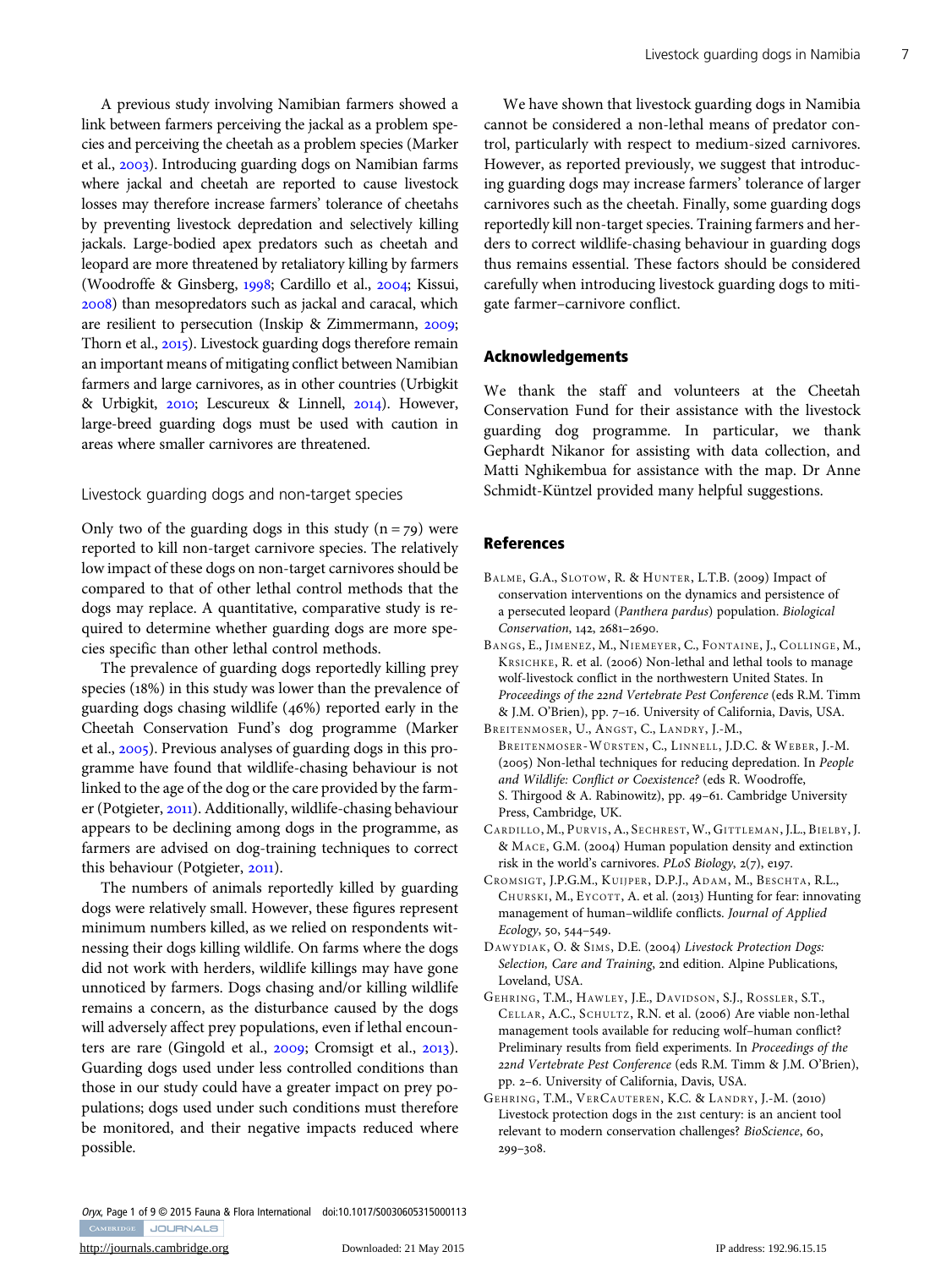A previous study involving Namibian farmers showed a link between farmers perceiving the jackal as a problem species and perceiving the cheetah as a problem species (Marker et al., 2003). Introducing guarding dogs on Namibian farms where jackal and cheetah are reported to cause livestock losses may therefore increase farmers' tolerance of cheetahs by preventing livestock depredation and selectively killing jackals. Large-bodied apex predators such as cheetah and leopard are more threatened by retaliatory killing by farmers (Woodroffe & Ginsberg, 1998; Cardillo et al., 2004; Kissui, 2008) than mesopredators such as jackal and caracal, which are resilient to persecution (Inskip & Zimmermann, 2009; Thorn et al., 2015). Livestock guarding dogs therefore remain an important means of mitigating conflict between Namibian farmers and large carnivores, as in other countries (Urbigkit & Urbigkit, 2010; Lescureux & Linnell, 2014). However, large-breed guarding dogs must be used with caution in areas where smaller carnivores are threatened.

### Livestock guarding dogs and non-target species

Only two of the guarding dogs in this study (n = 79) were reported to kill non-target carnivore species. The relatively low impact of these dogs on non-target carnivores should be compared to that of other lethal control methods that the dogs may replace. A quantitative, comparative study is required to determine whether guarding dogs are more species specific than other lethal control methods.

The prevalence of guarding dogs reportedly killing prey species (18%) in this study was lower than the prevalence of guarding dogs chasing wildlife (46%) reported early in the Cheetah Conservation Fund's dog programme (Marker et al., 2005). Previous analyses of guarding dogs in this programme have found that wildlife-chasing behaviour is not linked to the age of the dog or the care provided by the farmer (Potgieter, 2011). Additionally, wildlife-chasing behaviour appears to be declining among dogs in the programme, as farmers are advised on dog-training techniques to correct this behaviour (Potgieter, 2011).

The numbers of animals reportedly killed by guarding dogs were relatively small. However, these figures represent minimum numbers killed, as we relied on respondents witnessing their dogs killing wildlife. On farms where the dogs did not work with herders, wildlife killings may have gone unnoticed by farmers. Dogs chasing and/or killing wildlife remains a concern, as the disturbance caused by the dogs will adversely affect prey populations, even if lethal encounters are rare (Gingold et al., 2009; Cromsigt et al., 2013). Guarding dogs used under less controlled conditions than those in our study could have a greater impact on prey populations; dogs used under such conditions must therefore be monitored, and their negative impacts reduced where possible.

We have shown that livestock guarding dogs in Namibia cannot be considered a non-lethal means of predator control, particularly with respect to medium-sized carnivores. However, as reported previously, we suggest that introducing guarding dogs may increase farmers' tolerance of larger carnivores such as the cheetah. Finally, some guarding dogs reportedly kill non-target species. Training farmers and herders to correct wildlife-chasing behaviour in guarding dogs thus remains essential. These factors should be considered carefully when introducing livestock guarding dogs to mitigate farmer–carnivore conflict.

## Acknowledgements

We thank the staff and volunteers at the Cheetah Conservation Fund for their assistance with the livestock guarding dog programme. In particular, we thank Gephardt Nikanor for assisting with data collection, and Matti Nghikembua for assistance with the map. Dr Anne Schmidt-Küntzel provided many helpful suggestions.

## References

Balme, G.A., Slotow, R. & Hunter, L.T.B. (2009) Impact of conservation interventions on the dynamics and persistence of a persecuted leopard (*Panthera pardus*) population. *Biological Conservation*, 142, 2681–2690.

Bangs, E., Jimenez, M., Niemeyer, C., Fontaine, J., Collinge, M., Krsichke, R. et al. (2006) Non-lethal and lethal tools to manage wolf-livestock conflict in the northwestern United States. In *Proceedings of the 22nd Vertebrate Pest Conference* (eds R.M. Timm & J.M. O'Brien), pp. 7–16. University of California, Davis, USA.

Breitenmoser, U., Angst, C., Landry, J.-M., Breitenmoser-Würsten, C., Linnell, J.D.C. & Weber, J.-M. (2005) Non-lethal techniques for reducing depredation. In *People and Wildlife: Conflict or Coexistence?* (eds R. Woodroffe, S. Thirgood & A. Rabinowitz), pp. 49–61. Cambridge University Press, Cambridge, UK.

Cardillo, M., Purvis, A., Sechrest, W., Gittleman, J.L., Bielby, J. & Mace, G.M. (2004) Human population density and extinction risk in the world's carnivores. *PLoS Biology*, 2(7), e197.

Cromsigt, J.P.G.M., Kuijper, D.P.J., Adam, M., Beschta, R.L., Churski, M., Eycott, A. et al. (2013) Hunting for fear: innovating management of human–wildlife conflicts. *Journal of Applied Ecology*, 50, 544–549.

Dawydiak, O. & Sims, D.E. (2004) *Livestock Protection Dogs: Selection, Care and Training*, 2nd edition. Alpine Publications, Loveland, USA.

Gehring, T.M., Hawley, J.E., Davidson, S.J., Rossler, S.T., Cellar, A.C., Schultz, R.N. et al. (2006) Are viable non-lethal management tools available for reducing wolf–human conflict? Preliminary results from field experiments. In *Proceedings of the 22nd Vertebrate Pest Conference* (eds R.M. Timm & J.M. O'Brien), pp. 2–6. University of California, Davis, USA.

Gehring, T.M., VerCauteren, K.C. & Landry, J.-M. (2010) Livestock protection dogs in the 21st century: is an ancient tool relevant to modern conservation challenges? *BioScience*, 60, 299–308.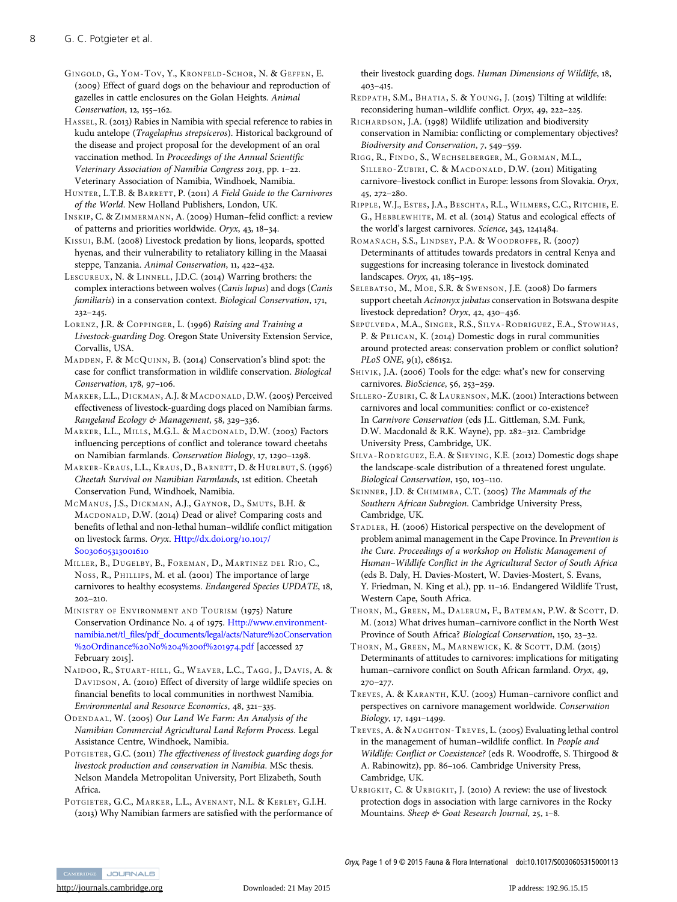Gingold, G., Yom-Tov, Y., Kronfeld-Schor, N. & Geffen, E. (2009) Effect of guard dogs on the behaviour and reproduction of gazelles in cattle enclosures on the Golan Heights. *Animal Conservation*, 12, 155–162.

Hassel, R. (2013) Rabies in Namibia with special reference to rabies in kudu antelope (*Tragelaphus strepsiceros*). Historical background of the disease and project proposal for the development of an oral vaccination method. In *Proceedings of the Annual Scientific Veterinary Association of Namibia Congress 2013*, pp. 1–22. Veterinary Association of Namibia, Windhoek, Namibia.

Hunter, L.T.B. & Barrett, P. (2011) *A Field Guide to the Carnivores of the World*. New Holland Publishers, London, UK.

Inskip, C. & Zimmermann, A. (2009) Human–felid conflict: a review of patterns and priorities worldwide. *Oryx*, 43, 18–34.

Kissui, B.M. (2008) Livestock predation by lions, leopards, spotted hyenas, and their vulnerability to retaliatory killing in the Maasai steppe, Tanzania. *Animal Conservation*, 11, 422–432.

Lescureux, N. & Linnell, J.D.C. (2014) Warring brothers: the complex interactions between wolves (*Canis lupus*) and dogs (*Canis familiaris*) in a conservation context. *Biological Conservation*, 171, 232–245.

Lorenz, J.R. & Coppinger, L. (1996) *Raising and Training a Livestock-guarding Dog*. Oregon State University Extension Service, Corvallis, USA.

Madden, F. & McQuinn, B. (2014) Conservation's blind spot: the case for conflict transformation in wildlife conservation. *Biological Conservation*, 178, 97–106.

Marker, L.L., Dickman, A.J. & Macdonald, D.W. (2005) Perceived effectiveness of livestock-guarding dogs placed on Namibian farms. *Rangeland Ecology & Management*, 58, 329–336.

Marker, L.L., Mills, M.G.L. & Macdonald, D.W. (2003) Factors influencing perceptions of conflict and tolerance toward cheetahs on Namibian farmlands. *Conservation Biology*, 17, 1290–1298.

Marker-Kraus, L.L., Kraus, D., Barnett, D. & Hurlbut, S. (1996) *Cheetah Survival on Namibian Farmlands*, 1st edition. Cheetah Conservation Fund, Windhoek, Namibia.

McManus, J.S., Dickman, A.J., Gaynor, D., Smuts, B.H. & Macdonald, D.W. (2014) Dead or alive? Comparing costs and benefits of lethal and non-lethal human–wildlife conflict mitigation on livestock farms. *Oryx*. Http://dx.doi.org/10.1017/S0030605313001610

Miller, B., Dugelby, B., Foreman, D., Martinez del Rio, C., Noss, R., Phillips, M. et al. (2001) The importance of large carnivores to healthy ecosystems. *Endangered Species UPDATE*, 18, 202–210.

Ministry of Environment and Tourism (1975) Nature Conservation Ordinance No. 4 of 1975. Http://www.environment-namibia.net/tl_files/pdf_documents/legal/acts/Nature%20Conservation%20Ordinance%20No%204%20of%201974.pdf [accessed 27 February 2015].

Naidoo, R., Stuart-hill, G., Weaver, L.C., Tagg, J., Davis, A. & Davidson, A. (2010) Effect of diversity of large wildlife species on financial benefits to local communities in northwest Namibia. *Environmental and Resource Economics*, 48, 321–335.

Odendaal, W. (2005) *Our Land We Farm: An Analysis of the Namibian Commercial Agricultural Land Reform Process*. Legal Assistance Centre, Windhoek, Namibia.

Potgieter, G.C. (2011) *The effectiveness of livestock guarding dogs for livestock production and conservation in Namibia*. MSc thesis. Nelson Mandela Metropolitan University, Port Elizabeth, South Africa.

Potgieter, G.C., Marker, L.L., Avenant, N.L. & Kerley, G.I.H. (2013) Why Namibian farmers are satisfied with the performance of their livestock guarding dogs. *Human Dimensions of Wildlife*, 18, 403–415.

Redpath, S.M., Bhatia, S. & Young, J. (2015) Tilting at wildlife: reconsidering human–wildlife conflict. *Oryx*, 49, 222–225.

Richardson, J.A. (1998) Wildlife utilization and biodiversity conservation in Namibia: conflicting or complementary objectives? *Biodiversity and Conservation*, 7, 549–559.

Rigg, R., Findo, S., Wechselberger, M., Gorman, M.L., Sillero-Zubiri, C. & Macdonald, D.W. (2011) Mitigating carnivore–livestock conflict in Europe: lessons from Slovakia. *Oryx*, 45, 272–280.

Ripple, W.J., Estes, J.A., Beschta, R.L., Wilmers, C.C., Ritchie, E. G., Hebblewhite, M. et al. (2014) Status and ecological effects of the world's largest carnivores. *Science*, 343, 1241484.

Romañach, S.S., Lindsey, P.A. & Woodroffe, R. (2007) Determinants of attitudes towards predators in central Kenya and suggestions for increasing tolerance in livestock dominated landscapes. *Oryx*, 41, 185–195.

Selebatso, M., Moe, S.R. & Swenson, J.E. (2008) Do farmers support cheetah *Acinonyx jubatus* conservation in Botswana despite livestock depredation? *Oryx*, 42, 430–436.

Sepúlveda, M.A., Singer, R.S., Silva-Rodríguez, E.A., Stowhas, P. & Pelican, K. (2014) Domestic dogs in rural communities around protected areas: conservation problem or conflict solution? *PLoS ONE*, 9(1), e86152.

Shivik, J.A. (2006) Tools for the edge: what's new for conserving carnivores. *BioScience*, 56, 253–259.

Sillero-Zubiri, C. & Laurenson, M.K. (2001) Interactions between carnivores and local communities: conflict or co-existence? In *Carnivore Conservation* (eds J.L. Gittleman, S.M. Funk, D.W. Macdonald & R.K. Wayne), pp. 282–312. Cambridge University Press, Cambridge, UK.

Silva-Rodríguez, E.A. & Sieving, K.E. (2012) Domestic dogs shape the landscape-scale distribution of a threatened forest ungulate. *Biological Conservation*, 150, 103–110.

Skinner, J.D. & Chimimba, C.T. (2005) *The Mammals of the Southern African Subregion*. Cambridge University Press, Cambridge, UK.

Stadler, H. (2006) Historical perspective on the development of problem animal management in the Cape Province. In *Prevention is the Cure. Proceedings of a workshop on Holistic Management of Human–Wildlife Conflict in the Agricultural Sector of South Africa* (eds B. Daly, H. Davies-Mostert, W. Davies-Mostert, S. Evans, Y. Friedman, N. King et al.), pp. 11–16. Endangered Wildlife Trust, Western Cape, South Africa.

Thorn, M., Green, M., Dalerum, F., Bateman, P.W. & Scott, D. M. (2012) What drives human–carnivore conflict in the North West Province of South Africa? *Biological Conservation*, 150, 23–32.

Thorn, M., Green, M., Marnewick, K. & Scott, D.M. (2015) Determinants of attitudes to carnivores: implications for mitigating human–carnivore conflict on South African farmland. *Oryx*, 49, 270–277.

Treves, A. & Karanth, K.U. (2003) Human–carnivore conflict and perspectives on carnivore management worldwide. *Conservation Biology*, 17, 1491–1499.

Treves, A. & Naughton-Treves, L. (2005) Evaluating lethal control in the management of human–wildlife conflict. In *People and Wildlife: Conflict or Coexistence?* (eds R. Woodroffe, S. Thirgood & A. Rabinowitz), pp. 86–106. Cambridge University Press, Cambridge, UK.

Urbigkit, C. & Urbigkit, J. (2010) A review: the use of livestock protection dogs in association with large carnivores in the Rocky Mountains. *Sheep & Goat Research Journal*, 25, 1–8.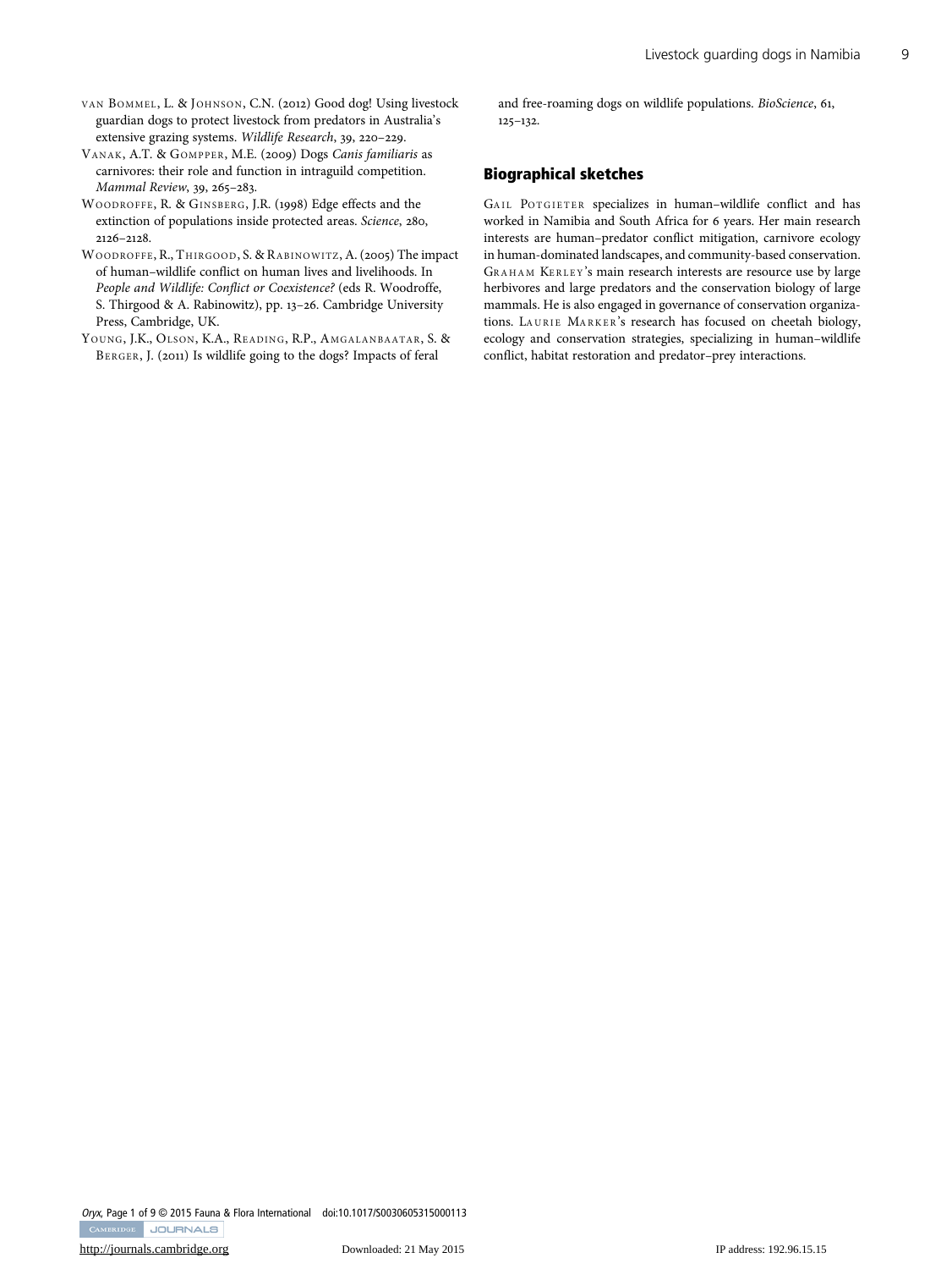van Bommel, L. & Johnson, C.N. (2012) Good dog! Using livestock guardian dogs to protect livestock from predators in Australia's extensive grazing systems. *Wildlife Research*, 39, 220–229.

Vanak, A.T. & Gompper, M.E. (2009) Dogs *Canis familiaris* as carnivores: their role and function in intraguild competition. *Mammal Review*, 39, 265–283.

Woodroffe, R. & Ginsberg, J.R. (1998) Edge effects and the extinction of populations inside protected areas. *Science*, 280, 2126–2128.

Woodroffe, R., Thirgood, S. & Rabinowitz, A. (2005) The impact of human–wildlife conflict on human lives and livelihoods. In *People and Wildlife: Conflict or Coexistence?* (eds R. Woodroffe, S. Thirgood & A. Rabinowitz), pp. 13–26. Cambridge University Press, Cambridge, UK.

Young, J.K., Olson, K.A., Reading, R.P., Amgalanbaatar, S. & Berger, J. (2011) Is wildlife going to the dogs? Impacts of feral and free-roaming dogs on wildlife populations. *BioScience*, 61, 125–132.

## Biographical sketches

Gail Potgieter specializes in human–wildlife conflict and has worked in Namibia and South Africa for 6 years. Her main research interests are human–predator conflict mitigation, carnivore ecology in human-dominated landscapes, and community-based conservation. Graham Kerley's main research interests are resource use by large herbivores and large predators and the conservation biology of large mammals. He is also engaged in governance of conservation organizations. Laurie Marker's research has focused on cheetah biology, ecology and conservation strategies, specializing in human–wildlife conflict, habitat restoration and predator–prey interactions.